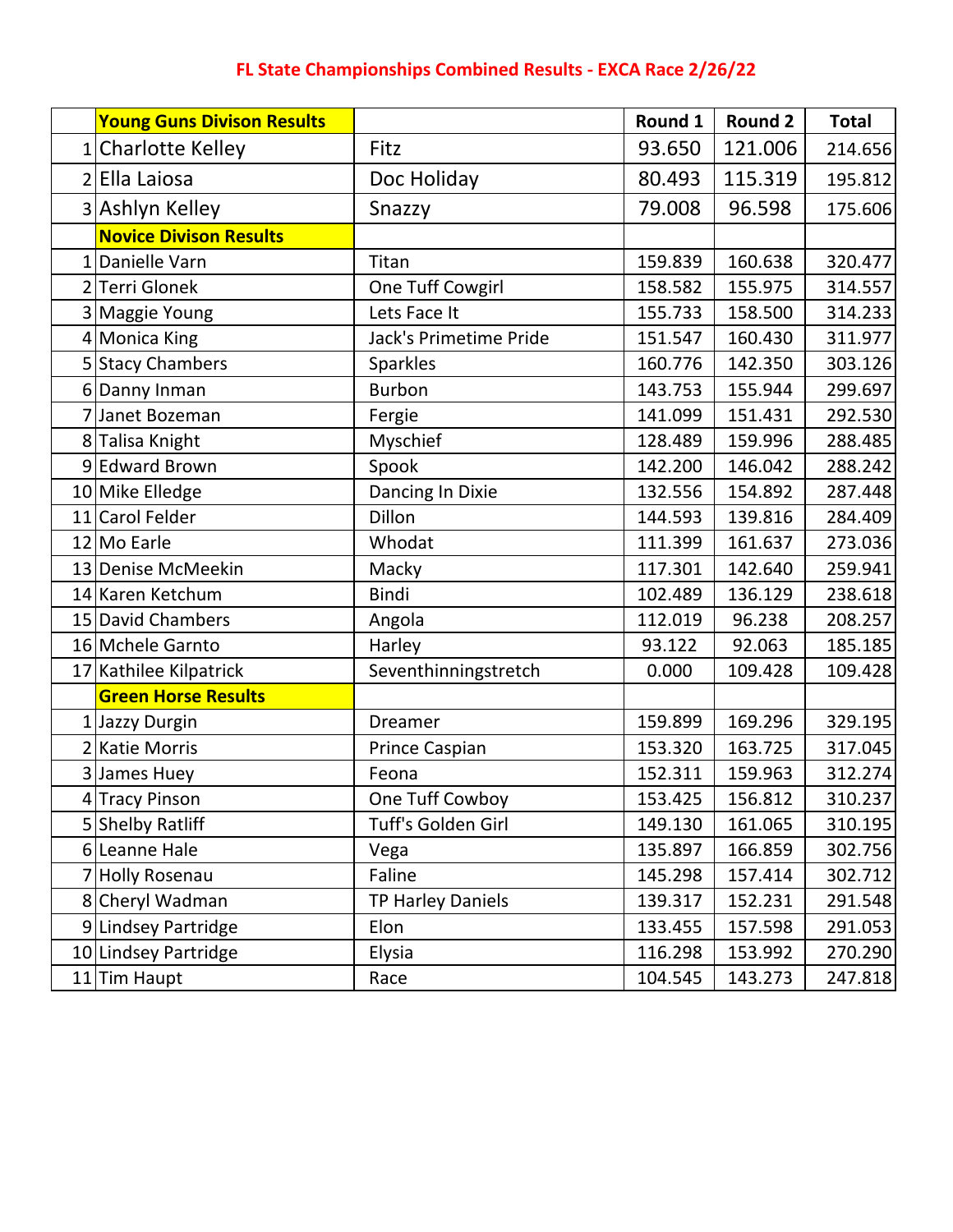# FL State Championships Combined Results - EXCA Race 2/26/22

| | Young Guns Divison Results | | Round 1 | Round 2 | Total |
|---|---|---|---|---|---|
| 1 | Charlotte Kelley | Fitz | 93.650 | 121.006 | 214.656 |
| 2 | Ella Laiosa | Doc Holiday | 80.493 | 115.319 | 195.812 |
| 3 | Ashlyn Kelley | Snazzy | 79.008 | 96.598 | 175.606 |
| | **Novice Divison Results** | | | | |
| 1 | Danielle Varn | Titan | 159.839 | 160.638 | 320.477 |
| 2 | Terri Glonek | One Tuff Cowgirl | 158.582 | 155.975 | 314.557 |
| 3 | Maggie Young | Lets Face It | 155.733 | 158.500 | 314.233 |
| 4 | Monica King | Jack's Primetime Pride | 151.547 | 160.430 | 311.977 |
| 5 | Stacy Chambers | Sparkles | 160.776 | 142.350 | 303.126 |
| 6 | Danny Inman | Burbon | 143.753 | 155.944 | 299.697 |
| 7 | Janet Bozeman | Fergie | 141.099 | 151.431 | 292.530 |
| 8 | Talisa Knight | Myschief | 128.489 | 159.996 | 288.485 |
| 9 | Edward Brown | Spook | 142.200 | 146.042 | 288.242 |
| 10 | Mike Elledge | Dancing In Dixie | 132.556 | 154.892 | 287.448 |
| 11 | Carol Felder | Dillon | 144.593 | 139.816 | 284.409 |
| 12 | Mo Earle | Whodat | 111.399 | 161.637 | 273.036 |
| 13 | Denise McMeekin | Macky | 117.301 | 142.640 | 259.941 |
| 14 | Karen Ketchum | Bindi | 102.489 | 136.129 | 238.618 |
| 15 | David Chambers | Angola | 112.019 | 96.238 | 208.257 |
| 16 | Mchele Garnto | Harley | 93.122 | 92.063 | 185.185 |
| 17 | Kathilee Kilpatrick | Seventhinningstretch | 0.000 | 109.428 | 109.428 |
| | **Green Horse Results** | | | | |
| 1 | Jazzy Durgin | Dreamer | 159.899 | 169.296 | 329.195 |
| 2 | Katie Morris | Prince Caspian | 153.320 | 163.725 | 317.045 |
| 3 | James Huey | Feona | 152.311 | 159.963 | 312.274 |
| 4 | Tracy Pinson | One Tuff Cowboy | 153.425 | 156.812 | 310.237 |
| 5 | Shelby Ratliff | Tuff's Golden Girl | 149.130 | 161.065 | 310.195 |
| 6 | Leanne Hale | Vega | 135.897 | 166.859 | 302.756 |
| 7 | Holly Rosenau | Faline | 145.298 | 157.414 | 302.712 |
| 8 | Cheryl Wadman | TP Harley Daniels | 139.317 | 152.231 | 291.548 |
| 9 | Lindsey Partridge | Elon | 133.455 | 157.598 | 291.053 |
| 10 | Lindsey Partridge | Elysia | 116.298 | 153.992 | 270.290 |
| 11 | Tim Haupt | Race | 104.545 | 143.273 | 247.818 |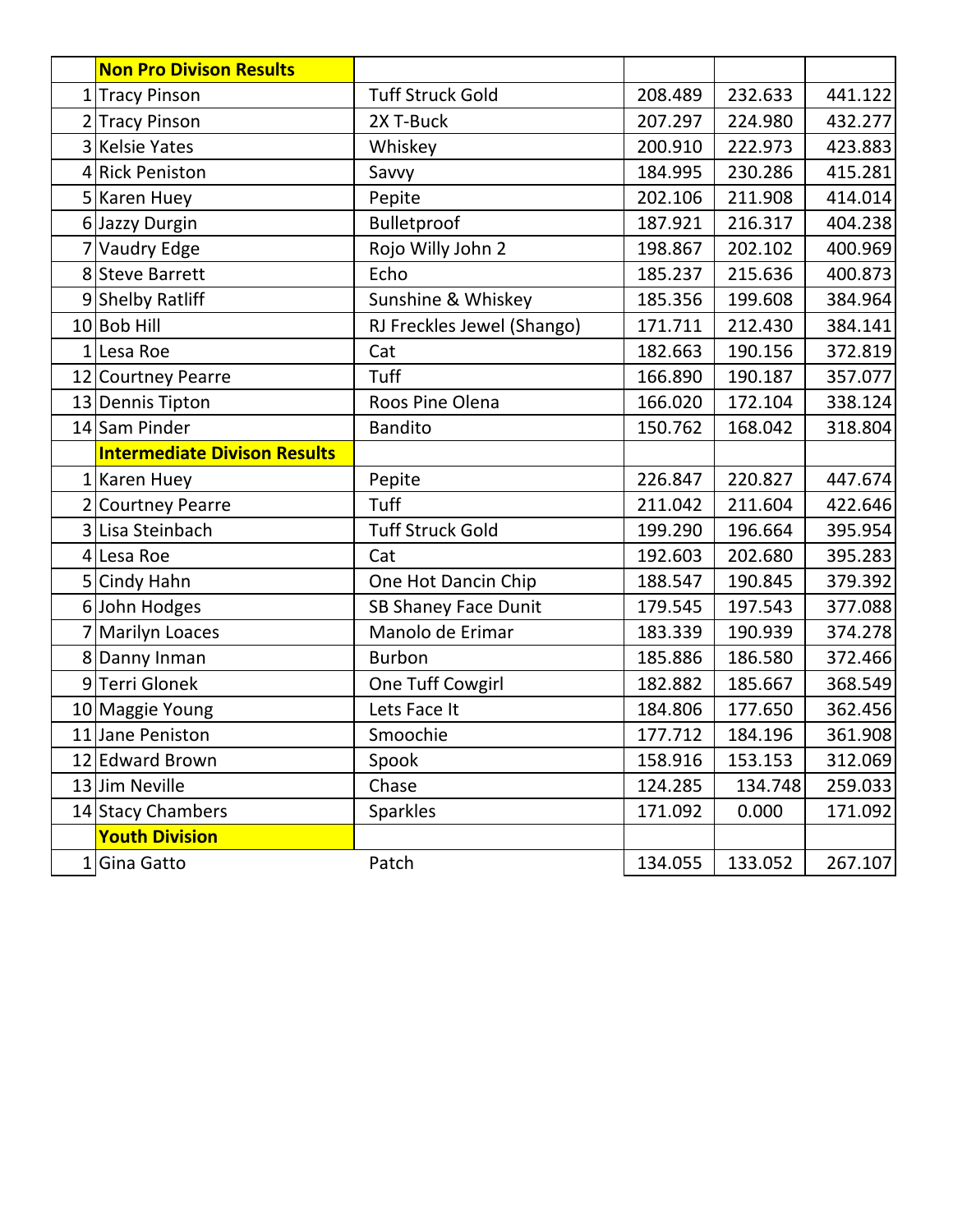| | **Non Pro Divison Results** | | | | |
|---|---|---|---|---|---|
| 1 | Tracy Pinson | Tuff Struck Gold | 208.489 | 232.633 | 441.122 |
| 2 | Tracy Pinson | 2X T-Buck | 207.297 | 224.980 | 432.277 |
| 3 | Kelsie Yates | Whiskey | 200.910 | 222.973 | 423.883 |
| 4 | Rick Peniston | Savvy | 184.995 | 230.286 | 415.281 |
| 5 | Karen Huey | Pepite | 202.106 | 211.908 | 414.014 |
| 6 | Jazzy Durgin | Bulletproof | 187.921 | 216.317 | 404.238 |
| 7 | Vaudry Edge | Rojo Willy John 2 | 198.867 | 202.102 | 400.969 |
| 8 | Steve Barrett | Echo | 185.237 | 215.636 | 400.873 |
| 9 | Shelby Ratliff | Sunshine & Whiskey | 185.356 | 199.608 | 384.964 |
| 10 | Bob Hill | RJ Freckles Jewel (Shango) | 171.711 | 212.430 | 384.141 |
| 1 | Lesa Roe | Cat | 182.663 | 190.156 | 372.819 |
| 12 | Courtney Pearre | Tuff | 166.890 | 190.187 | 357.077 |
| 13 | Dennis Tipton | Roos Pine Olena | 166.020 | 172.104 | 338.124 |
| 14 | Sam Pinder | Bandito | 150.762 | 168.042 | 318.804 |
| | **Intermediate Divison Results** | | | | |
| 1 | Karen Huey | Pepite | 226.847 | 220.827 | 447.674 |
| 2 | Courtney Pearre | Tuff | 211.042 | 211.604 | 422.646 |
| 3 | Lisa Steinbach | Tuff Struck Gold | 199.290 | 196.664 | 395.954 |
| 4 | Lesa Roe | Cat | 192.603 | 202.680 | 395.283 |
| 5 | Cindy Hahn | One Hot Dancin Chip | 188.547 | 190.845 | 379.392 |
| 6 | John Hodges | SB Shaney Face Dunit | 179.545 | 197.543 | 377.088 |
| 7 | Marilyn Loaces | Manolo de Erimar | 183.339 | 190.939 | 374.278 |
| 8 | Danny Inman | Burbon | 185.886 | 186.580 | 372.466 |
| 9 | Terri Glonek | One Tuff Cowgirl | 182.882 | 185.667 | 368.549 |
| 10 | Maggie Young | Lets Face It | 184.806 | 177.650 | 362.456 |
| 11 | Jane Peniston | Smoochie | 177.712 | 184.196 | 361.908 |
| 12 | Edward Brown | Spook | 158.916 | 153.153 | 312.069 |
| 13 | Jim Neville | Chase | 124.285 | 134.748 | 259.033 |
| 14 | Stacy Chambers | Sparkles | 171.092 | 0.000 | 171.092 |
| | **Youth Division** | | | | |
| 1 | Gina Gatto | Patch | 134.055 | 133.052 | 267.107 |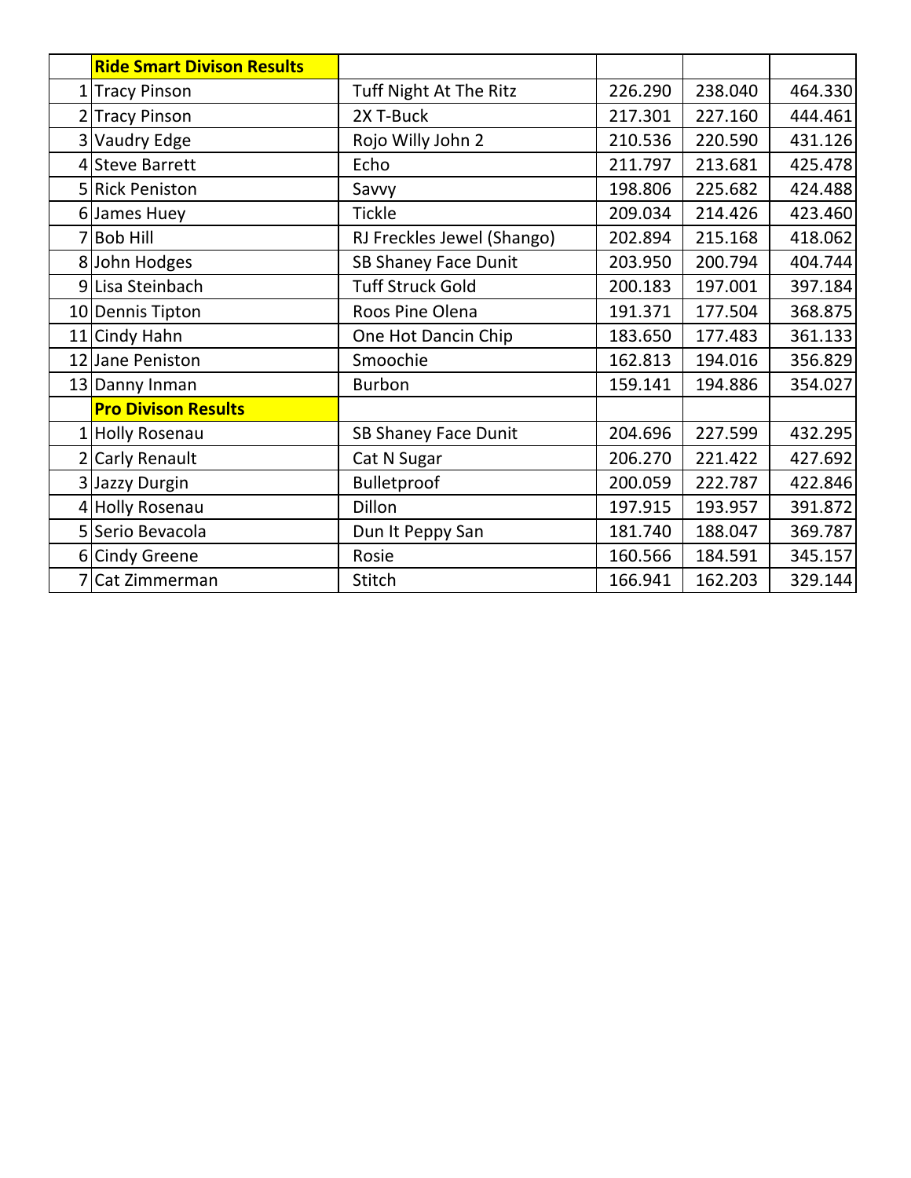| | | | | | |
|---|---|---|---|---|---|
| | **Ride Smart Divison Results** | | | | |
| 1 | Tracy Pinson | Tuff Night At The Ritz | 226.290 | 238.040 | 464.330 |
| 2 | Tracy Pinson | 2X T-Buck | 217.301 | 227.160 | 444.461 |
| 3 | Vaudry Edge | Rojo Willy John 2 | 210.536 | 220.590 | 431.126 |
| 4 | Steve Barrett | Echo | 211.797 | 213.681 | 425.478 |
| 5 | Rick Peniston | Savvy | 198.806 | 225.682 | 424.488 |
| 6 | James Huey | Tickle | 209.034 | 214.426 | 423.460 |
| 7 | Bob Hill | RJ Freckles Jewel (Shango) | 202.894 | 215.168 | 418.062 |
| 8 | John Hodges | SB Shaney Face Dunit | 203.950 | 200.794 | 404.744 |
| 9 | Lisa Steinbach | Tuff Struck Gold | 200.183 | 197.001 | 397.184 |
| 10 | Dennis Tipton | Roos Pine Olena | 191.371 | 177.504 | 368.875 |
| 11 | Cindy Hahn | One Hot Dancin Chip | 183.650 | 177.483 | 361.133 |
| 12 | Jane Peniston | Smoochie | 162.813 | 194.016 | 356.829 |
| 13 | Danny Inman | Burbon | 159.141 | 194.886 | 354.027 |
| | **Pro Divison Results** | | | | |
| 1 | Holly Rosenau | SB Shaney Face Dunit | 204.696 | 227.599 | 432.295 |
| 2 | Carly Renault | Cat N Sugar | 206.270 | 221.422 | 427.692 |
| 3 | Jazzy Durgin | Bulletproof | 200.059 | 222.787 | 422.846 |
| 4 | Holly Rosenau | Dillon | 197.915 | 193.957 | 391.872 |
| 5 | Serio Bevacola | Dun It Peppy San | 181.740 | 188.047 | 369.787 |
| 6 | Cindy Greene | Rosie | 160.566 | 184.591 | 345.157 |
| 7 | Cat Zimmerman | Stitch | 166.941 | 162.203 | 329.144 |